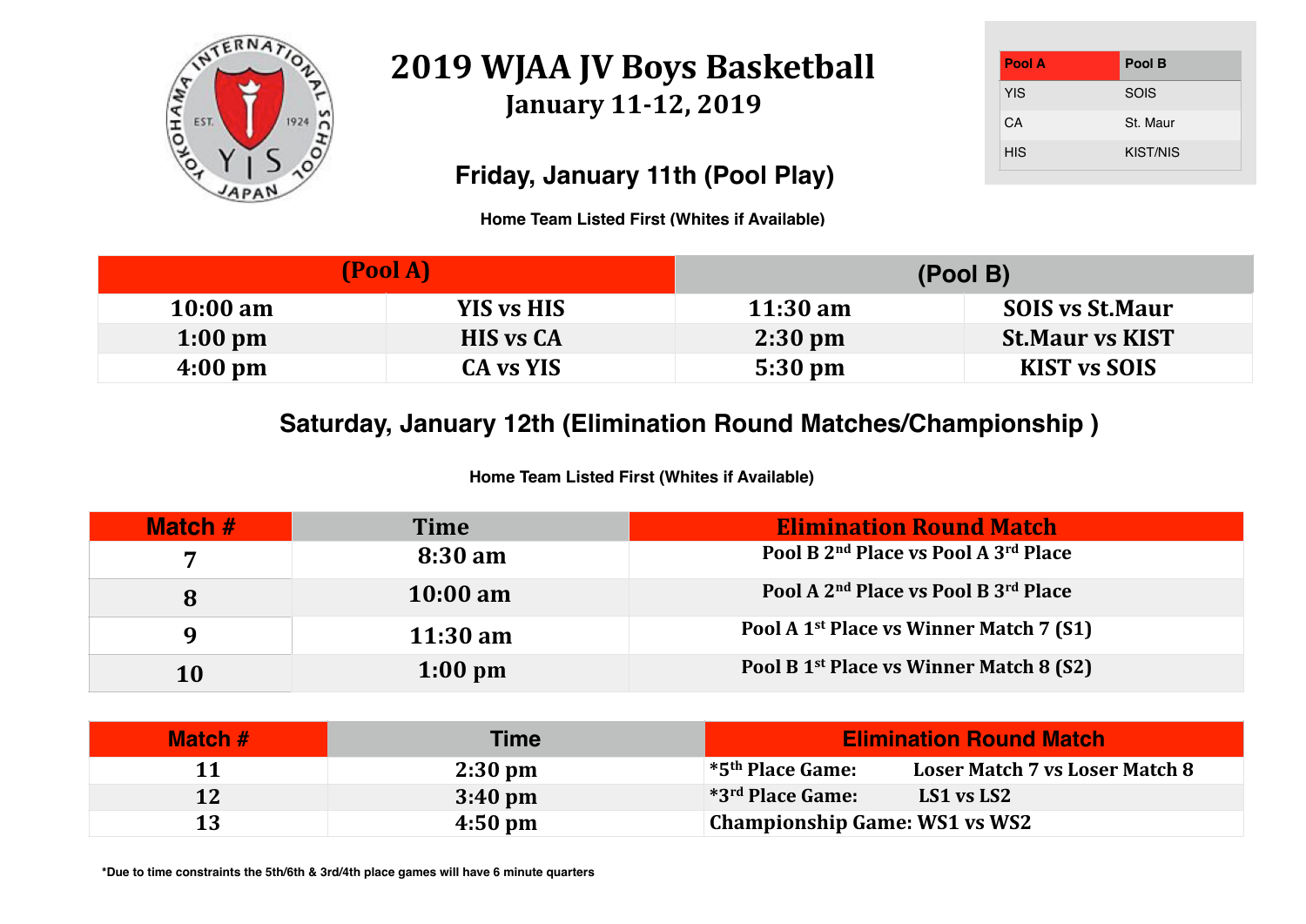# 2019 WJAA JV Boys Basketball

## January 11-12, 2019

| Pool A | Pool B |
|---|---|
| YIS | SOIS |
| CA | St. Maur |
| HIS | KIST/NIS |

### Friday, January 11th (Pool Play)

**Home Team Listed First (Whites if Available)**

| (Pool A) | | (Pool B) | |
|---|---|---|---|
| 10:00 am | YIS vs HIS | 11:30 am | SOIS vs St.Maur |
| 1:00 pm | HIS vs CA | 2:30 pm | St.Maur vs KIST |
| 4:00 pm | CA vs YIS | 5:30 pm | KIST vs SOIS |

### Saturday, January 12th (Elimination Round Matches/Championship )

**Home Team Listed First (Whites if Available)**

| Match # | Time | Elimination Round Match |
|---|---|---|
| 7 | 8:30 am | Pool B 2nd Place vs Pool A 3rd Place |
| 8 | 10:00 am | Pool A 2nd Place vs Pool B 3rd Place |
| 9 | 11:30 am | Pool A 1st Place vs Winner Match 7 (S1) |
| 10 | 1:00 pm | Pool B 1st Place vs Winner Match 8 (S2) |

| Match # | Time | Elimination Round Match |
|---|---|---|
| 11 | 2:30 pm | *5th Place Game: Loser Match 7 vs Loser Match 8 |
| 12 | 3:40 pm | *3rd Place Game: LS1 vs LS2 |
| 13 | 4:50 pm | Championship Game: WS1 vs WS2 |

**\*Due to time constraints the 5th/6th & 3rd/4th place games will have 6 minute quarters**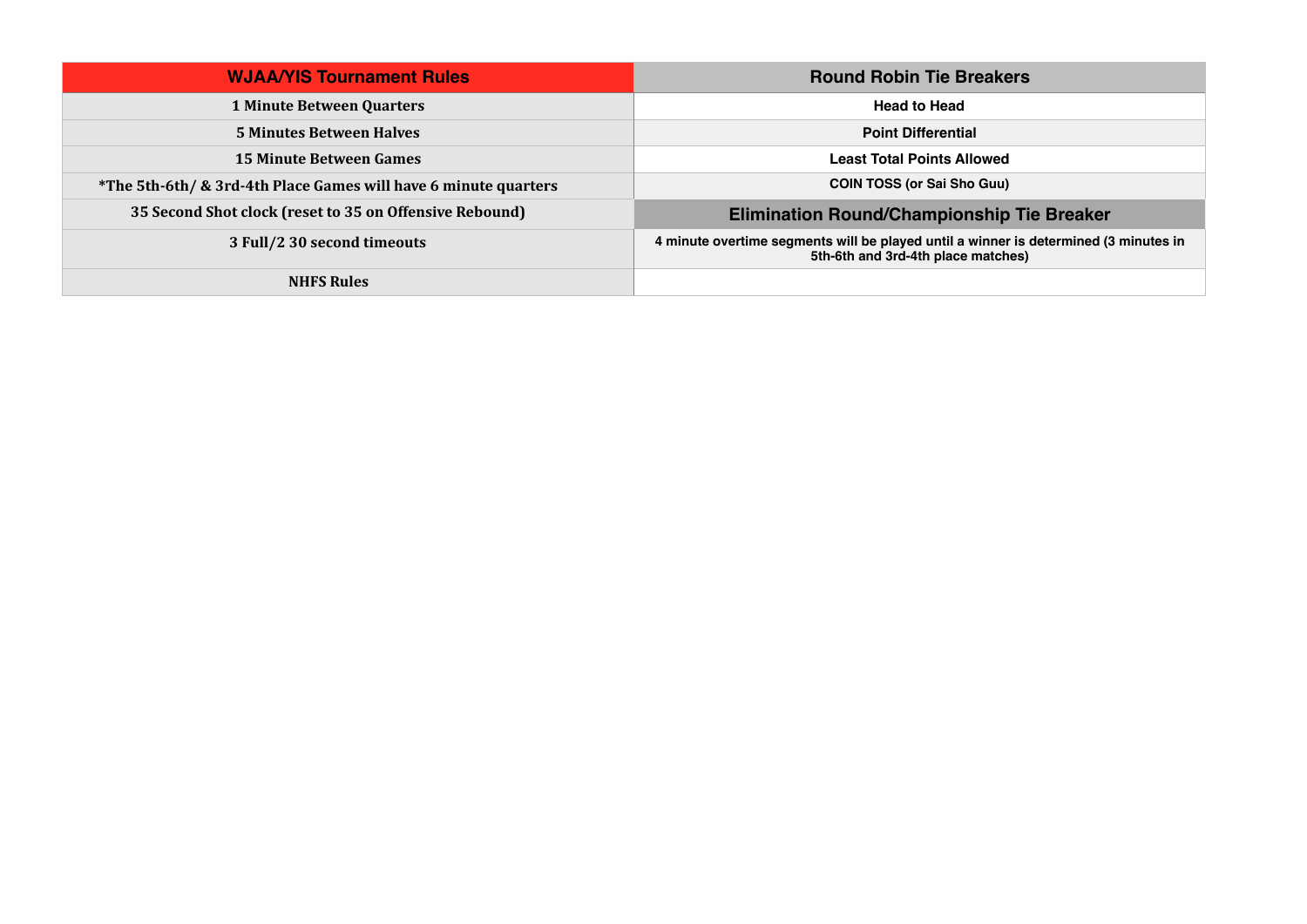| WJAA/YIS Tournament Rules | Round Robin Tie Breakers |
|---|---|
| 1 Minute Between Quarters | Head to Head |
| 5 Minutes Between Halves | Point Differential |
| 15 Minute Between Games | Least Total Points Allowed |
| *The 5th-6th/ & 3rd-4th Place Games will have 6 minute quarters | COIN TOSS (or Sai Sho Guu) |
| 35 Second Shot clock (reset to 35 on Offensive Rebound) | **Elimination Round/Championship Tie Breaker** |
| 3 Full/2 30 second timeouts | 4 minute overtime segments will be played until a winner is determined (3 minutes in 5th-6th and 3rd-4th place matches) |
| NHFS Rules | |